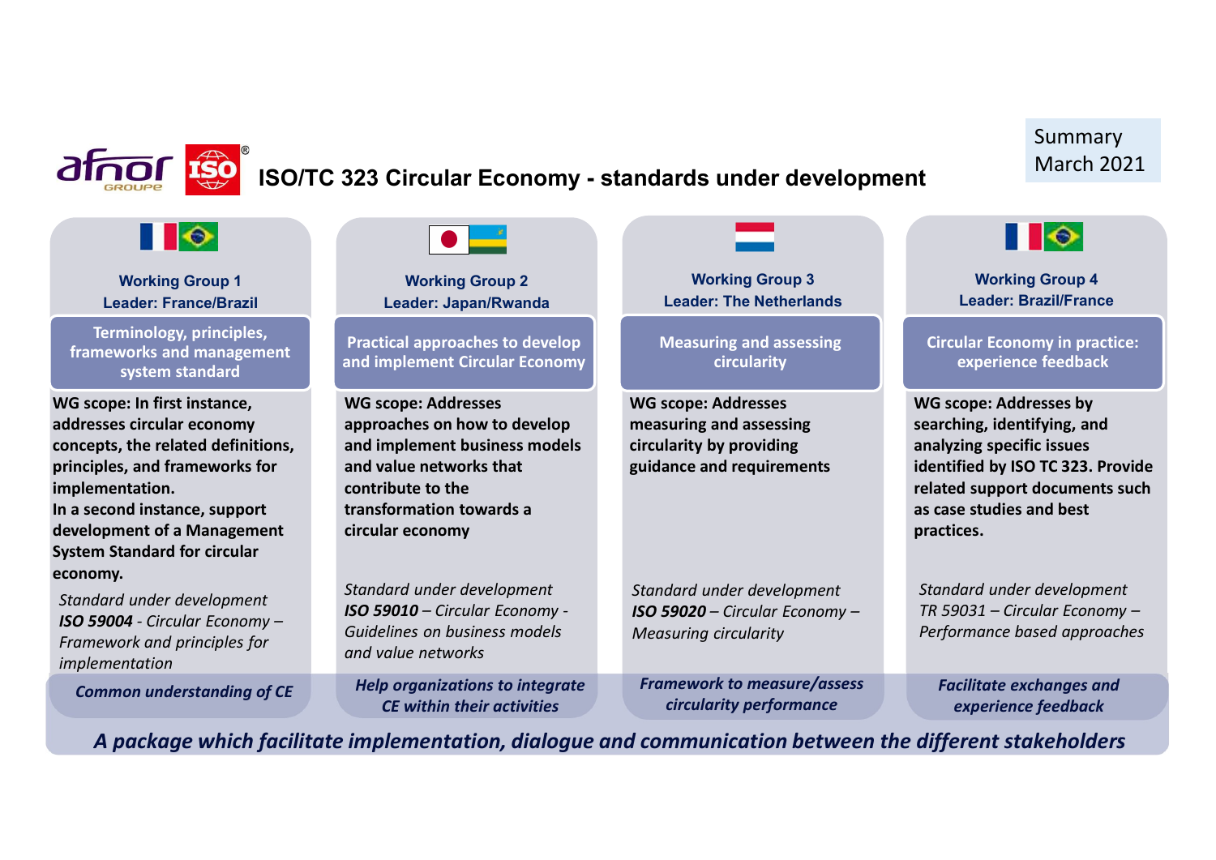# ISO/TC 323 Circular Economy - standards under development

Summary
March 2021

## Working Group 1

**Leader: France/Brazil**

**Terminology, principles, frameworks and management system standard**

**WG scope: In first instance, addresses circular economy concepts, the related definitions, principles, and frameworks for implementation.**
**In a second instance, support development of a Management System Standard for circular economy.**

*Standard under development*
***ISO 59004** - Circular Economy – Framework and principles for implementation*

***Common understanding of CE***

## Working Group 2

**Leader: Japan/Rwanda**

**Practical approaches to develop and implement Circular Economy**

**WG scope: Addresses approaches on how to develop and implement business models and value networks that contribute to the transformation towards a circular economy**

*Standard under development*
***ISO 59010** – Circular Economy - Guidelines on business models and value networks*

***Help organizations to integrate CE within their activities***

## Working Group 3

**Leader: The Netherlands**

**Measuring and assessing circularity**

**WG scope: Addresses measuring and assessing circularity by providing guidance and requirements**

*Standard under development*
***ISO 59020** – Circular Economy – Measuring circularity*

***Framework to measure/assess circularity performance***

## Working Group 4

**Leader: Brazil/France**

**Circular Economy in practice: experience feedback**

**WG scope: Addresses by searching, identifying, and analyzing specific issues identified by ISO TC 323. Provide related support documents such as case studies and best practices.**

*Standard under development*
*TR 59031 – Circular Economy – Performance based approaches*

***Facilitate exchanges and experience feedback***

***A package which facilitate implementation, dialogue and communication between the different stakeholders***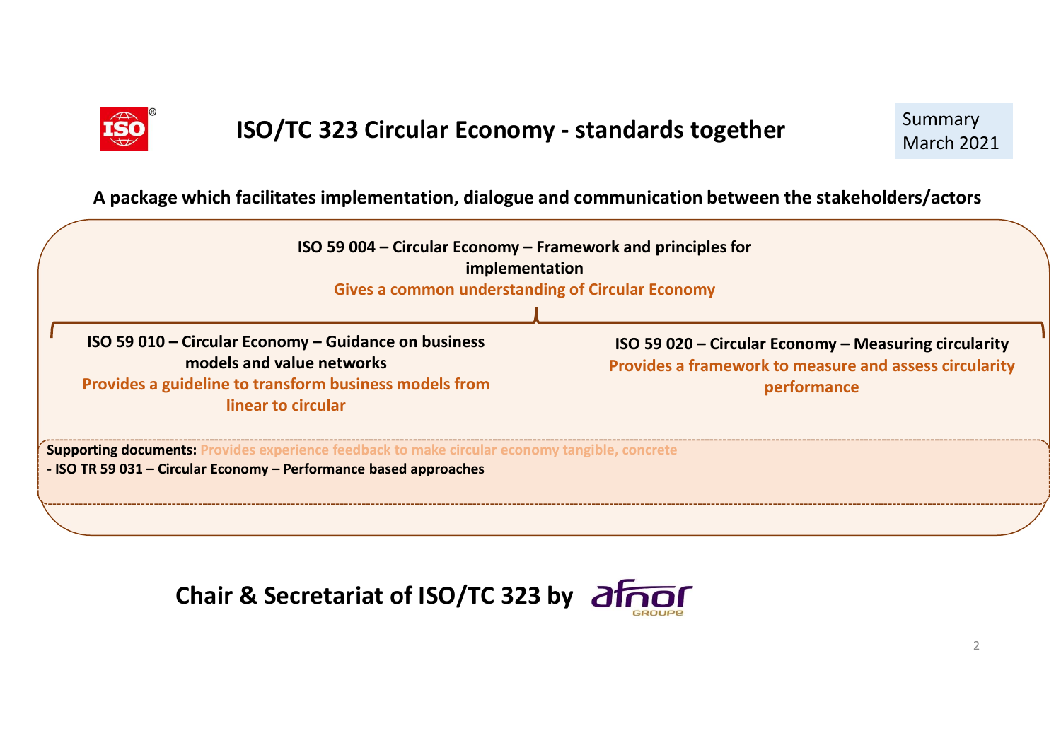# ISO/TC 323 Circular Economy - standards together

Summary
March 2021

**A package which facilitates implementation, dialogue and communication between the stakeholders/actors**

**ISO 59 004 – Circular Economy – Framework and principles for implementation**

**Gives a common understanding of Circular Economy**

**ISO 59 010 – Circular Economy – Guidance on business models and value networks**

**Provides a guideline to transform business models from linear to circular**

**ISO 59 020 – Circular Economy – Measuring circularity**

**Provides a framework to measure and assess circularity performance**

**Supporting documents:** Provides experience feedback to make circular economy tangible, concrete

**- ISO TR 59 031 – Circular Economy – Performance based approaches**

**Chair & Secretariat of ISO/TC 323 by** afnor GROUPE